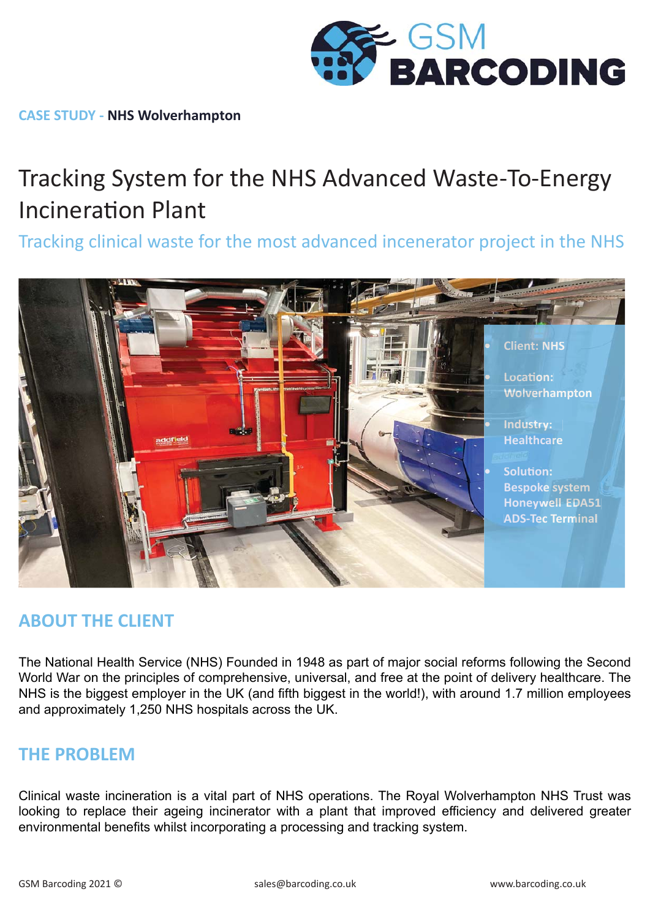GSM BARCODING

**CASE STUDY - NHS Wolverhampton**

# Tracking System for the NHS Advanced Waste-To-Energy Incineration Plant

## Tracking clinical waste for the most advanced incenerator project in the NHS

- Client: NHS
- Location: Wolverhampton
- Industry: Healthcare
- Solution: Bespoke system Honeywell EDA51 ADS-Tec Terminal

## ABOUT THE CLIENT

The National Health Service (NHS) Founded in 1948 as part of major social reforms following the Second World War on the principles of comprehensive, universal, and free at the point of delivery healthcare. The NHS is the biggest employer in the UK (and fifth biggest in the world!), with around 1.7 million employees and approximately 1,250 NHS hospitals across the UK.

## THE PROBLEM

Clinical waste incineration is a vital part of NHS operations. The Royal Wolverhampton NHS Trust was looking to replace their ageing incinerator with a plant that improved efficiency and delivered greater environmental benefits whilst incorporating a processing and tracking system.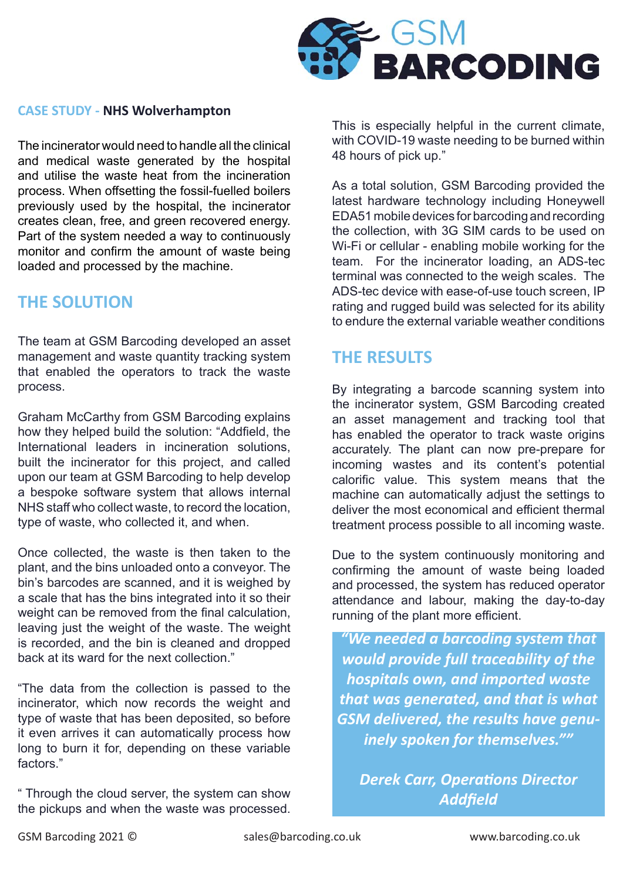GSM BARCODING

CASE STUDY - **NHS Wolverhampton**

The incinerator would need to handle all the clinical and medical waste generated by the hospital and utilise the waste heat from the incineration process. When offsetting the fossil-fuelled boilers previously used by the hospital, the incinerator creates clean, free, and green recovered energy. Part of the system needed a way to continuously monitor and confirm the amount of waste being loaded and processed by the machine.

## THE SOLUTION

The team at GSM Barcoding developed an asset management and waste quantity tracking system that enabled the operators to track the waste process.

Graham McCarthy from GSM Barcoding explains how they helped build the solution: "Addfield, the International leaders in incineration solutions, built the incinerator for this project, and called upon our team at GSM Barcoding to help develop a bespoke software system that allows internal NHS staff who collect waste, to record the location, type of waste, who collected it, and when.

Once collected, the waste is then taken to the plant, and the bins unloaded onto a conveyor. The bin's barcodes are scanned, and it is weighed by a scale that has the bins integrated into it so their weight can be removed from the final calculation, leaving just the weight of the waste. The weight is recorded, and the bin is cleaned and dropped back at its ward for the next collection."

"The data from the collection is passed to the incinerator, which now records the weight and type of waste that has been deposited, so before it even arrives it can automatically process how long to burn it for, depending on these variable factors."

" Through the cloud server, the system can show the pickups and when the waste was processed. This is especially helpful in the current climate, with COVID-19 waste needing to be burned within 48 hours of pick up."

As a total solution, GSM Barcoding provided the latest hardware technology including Honeywell EDA51 mobile devices for barcoding and recording the collection, with 3G SIM cards to be used on Wi-Fi or cellular - enabling mobile working for the team. For the incinerator loading, an ADS-tec terminal was connected to the weigh scales. The ADS-tec device with ease-of-use touch screen, IP rating and rugged build was selected for its ability to endure the external variable weather conditions

## THE RESULTS

By integrating a barcode scanning system into the incinerator system, GSM Barcoding created an asset management and tracking tool that has enabled the operator to track waste origins accurately. The plant can now pre-prepare for incoming wastes and its content's potential calorific value. This system means that the machine can automatically adjust the settings to deliver the most economical and efficient thermal treatment process possible to all incoming waste.

Due to the system continuously monitoring and confirming the amount of waste being loaded and processed, the system has reduced operator attendance and labour, making the day-to-day running of the plant more efficient.

> ***"We needed a barcoding system that would provide full traceability of the hospitals own, and imported waste that was generated, and that is what GSM delivered, the results have genuinely spoken for themselves.""***
>
> ***Derek Carr, Operations Director Addfield***

GSM Barcoding 2021 © sales@barcoding.co.uk www.barcoding.co.uk